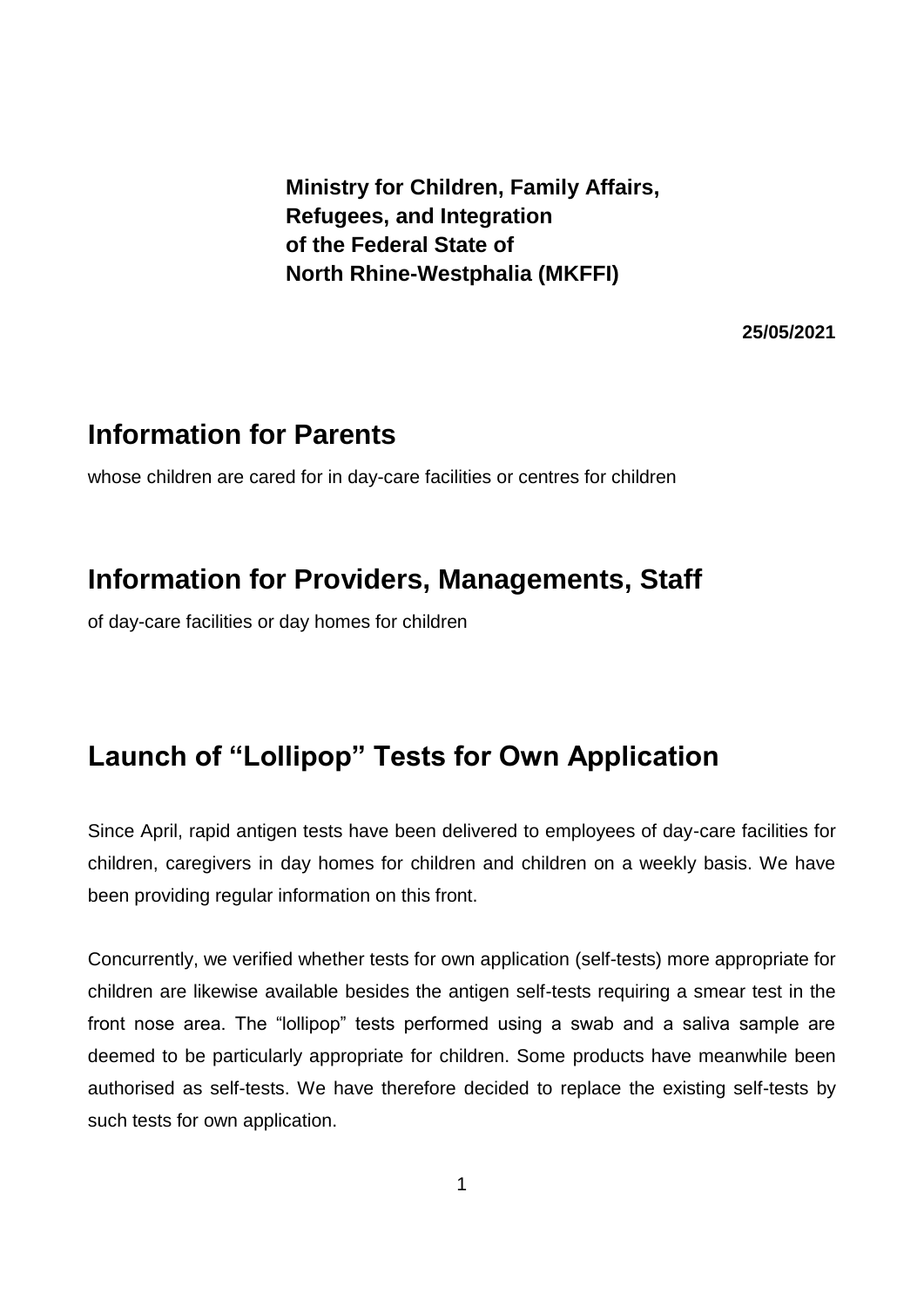**Ministry for Children, Family Affairs, Refugees, and Integration of the Federal State of North Rhine-Westphalia (MKFFI)**

**25/05/2021**

## Information for Parents

whose children are cared for in day-care facilities or centres for children

## Information for Providers, Managements, Staff

of day-care facilities or day homes for children

# Launch of "Lollipop" Tests for Own Application

Since April, rapid antigen tests have been delivered to employees of day-care facilities for children, caregivers in day homes for children and children on a weekly basis. We have been providing regular information on this front.

Concurrently, we verified whether tests for own application (self-tests) more appropriate for children are likewise available besides the antigen self-tests requiring a smear test in the front nose area. The "lollipop" tests performed using a swab and a saliva sample are deemed to be particularly appropriate for children. Some products have meanwhile been authorised as self-tests. We have therefore decided to replace the existing self-tests by such tests for own application.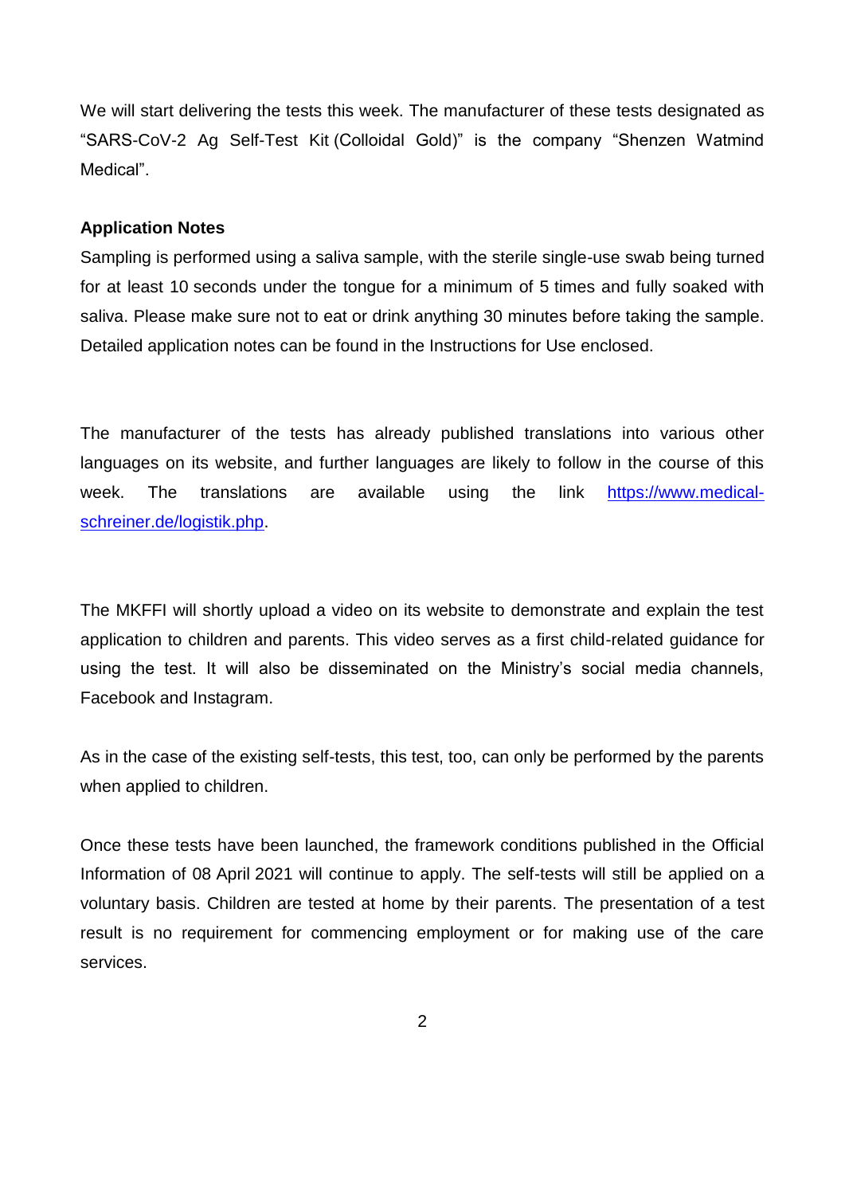We will start delivering the tests this week. The manufacturer of these tests designated as "SARS-CoV-2 Ag Self-Test Kit (Colloidal Gold)" is the company "Shenzen Watmind Medical".

**Application Notes**

Sampling is performed using a saliva sample, with the sterile single-use swab being turned for at least 10 seconds under the tongue for a minimum of 5 times and fully soaked with saliva. Please make sure not to eat or drink anything 30 minutes before taking the sample. Detailed application notes can be found in the Instructions for Use enclosed.

The manufacturer of the tests has already published translations into various other languages on its website, and further languages are likely to follow in the course of this week. The translations are available using the link [https://www.medical-schreiner.de/logistik.php](https://www.medical-schreiner.de/logistik.php).

The MKFFI will shortly upload a video on its website to demonstrate and explain the test application to children and parents. This video serves as a first child-related guidance for using the test. It will also be disseminated on the Ministry's social media channels, Facebook and Instagram.

As in the case of the existing self-tests, this test, too, can only be performed by the parents when applied to children.

Once these tests have been launched, the framework conditions published in the Official Information of 08 April 2021 will continue to apply. The self-tests will still be applied on a voluntary basis. Children are tested at home by their parents. The presentation of a test result is no requirement for commencing employment or for making use of the care services.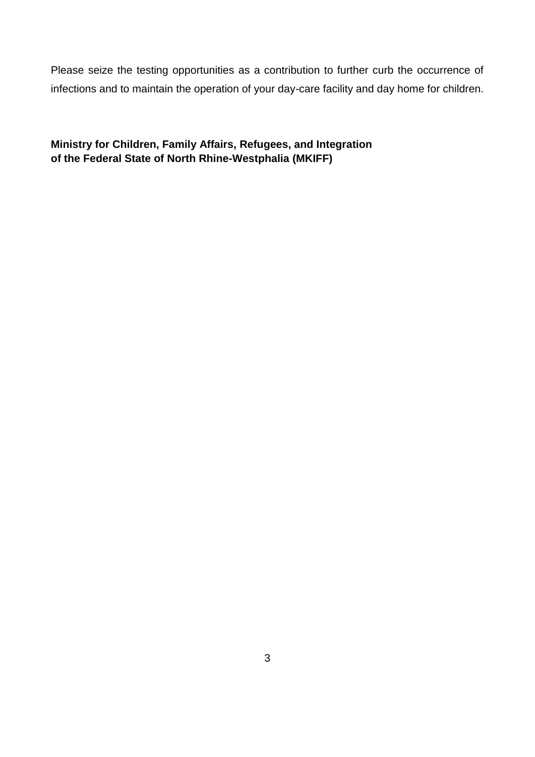Please seize the testing opportunities as a contribution to further curb the occurrence of infections and to maintain the operation of your day-care facility and day home for children.

**Ministry for Children, Family Affairs, Refugees, and Integration of the Federal State of North Rhine-Westphalia (MKIFF)**